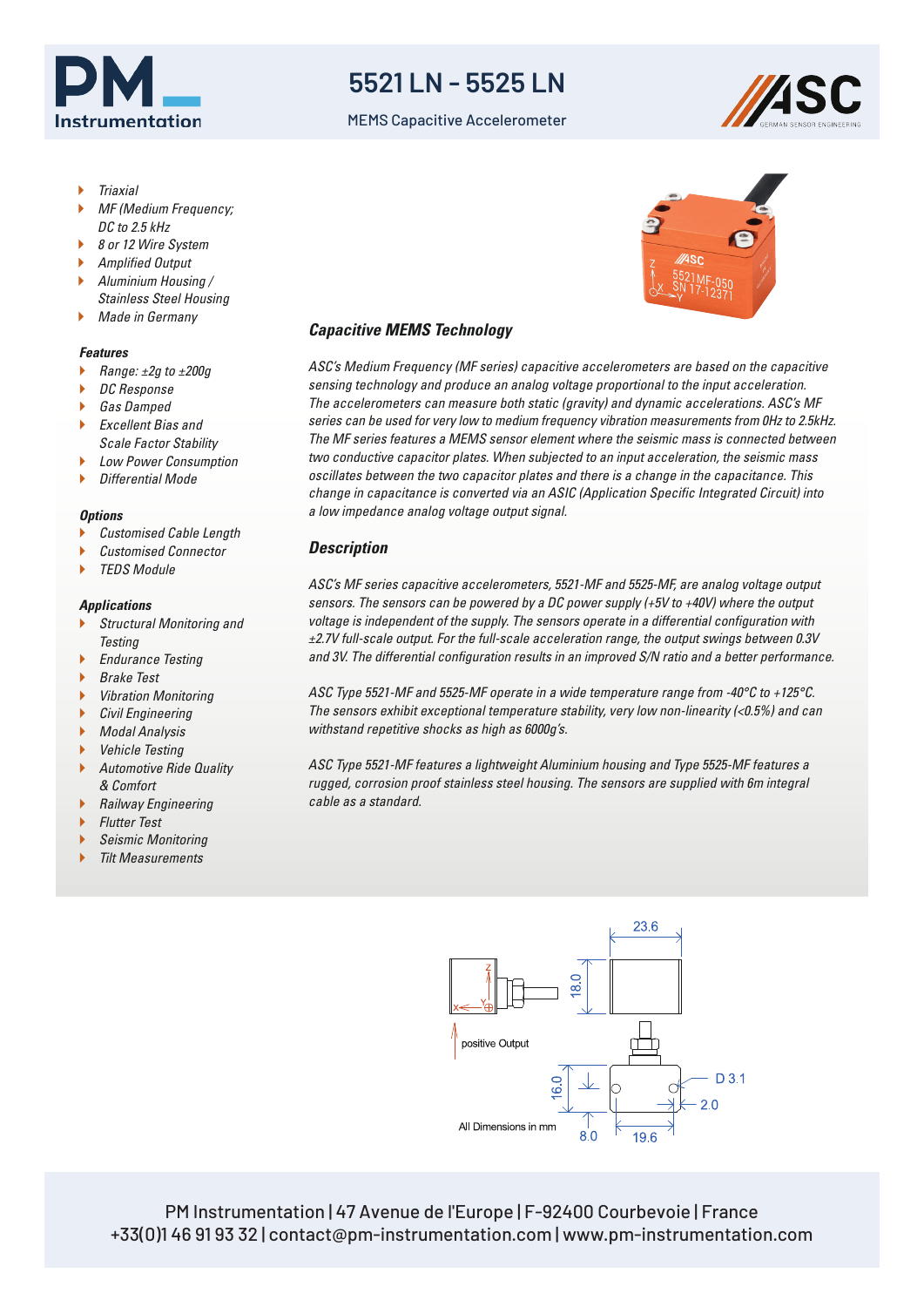# 5521 LN - 5525 LN

MEMS Capacitive Accelerometer

- *Triaxial*
- *MF (Medium Frequency; DC to 2.5 kHz*
- *8 or 12 Wire System*
- *Amplified Output*
- *Aluminium Housing / Stainless Steel Housing*
- *Made in Germany*

### Features

- *Range: ±2g to ±200g*
- *DC Response*
- *Gas Damped*
- *Excellent Bias and Scale Factor Stability*
- *Low Power Consumption*
- *Differential Mode*

### Options

- *Customised Cable Length*
- *Customised Connector*
- *TEDS Module*

### Applications

- *Structural Monitoring and Testing*
- *Endurance Testing*
- *Brake Test*
- *Vibration Monitoring*
- *Civil Engineering*
- *Modal Analysis*
- *Vehicle Testing*
- *Automotive Ride Quality & Comfort*
- *Railway Engineering*
- *Flutter Test*
- *Seismic Monitoring*
- *Tilt Measurements*

## Capacitive MEMS Technology

*ASC's Medium Frequency (MF series) capacitive accelerometers are based on the capacitive sensing technology and produce an analog voltage proportional to the input acceleration. The accelerometers can measure both static (gravity) and dynamic accelerations. ASC's MF series can be used for very low to medium frequency vibration measurements from 0Hz to 2.5kHz. The MF series features a MEMS sensor element where the seismic mass is connected between two conductive capacitor plates. When subjected to an input acceleration, the seismic mass oscillates between the two capacitor plates and there is a change in the capacitance. This change in capacitance is converted via an ASIC (Application Specific Integrated Circuit) into a low impedance analog voltage output signal.*

## Description

*ASC's MF series capacitive accelerometers, 5521-MF and 5525-MF, are analog voltage output sensors. The sensors can be powered by a DC power supply (+5V to +40V) where the output voltage is independent of the supply. The sensors operate in a differential configuration with ±2.7V full-scale output. For the full-scale acceleration range, the output swings between 0.3V and 3V. The differential configuration results in an improved S/N ratio and a better performance.*

*ASC Type 5521-MF and 5525-MF operate in a wide temperature range from -40°C to +125°C. The sensors exhibit exceptional temperature stability, very low non-linearity (<0.5%) and can withstand repetitive shocks as high as 6000g's.*

*ASC Type 5521-MF features a lightweight Aluminium housing and Type 5525-MF features a rugged, corrosion proof stainless steel housing. The sensors are supplied with 6m integral cable as a standard.*

23.6 | 18.0 | positive Output | 16.0 | D 3.1 | 2.0 | 8.0 | 19.6

All Dimensions in mm

PM Instrumentation | 47 Avenue de l'Europe | F-92400 Courbevoie | France
+33(0)1 46 91 93 32 | contact@pm-instrumentation.com | www.pm-instrumentation.com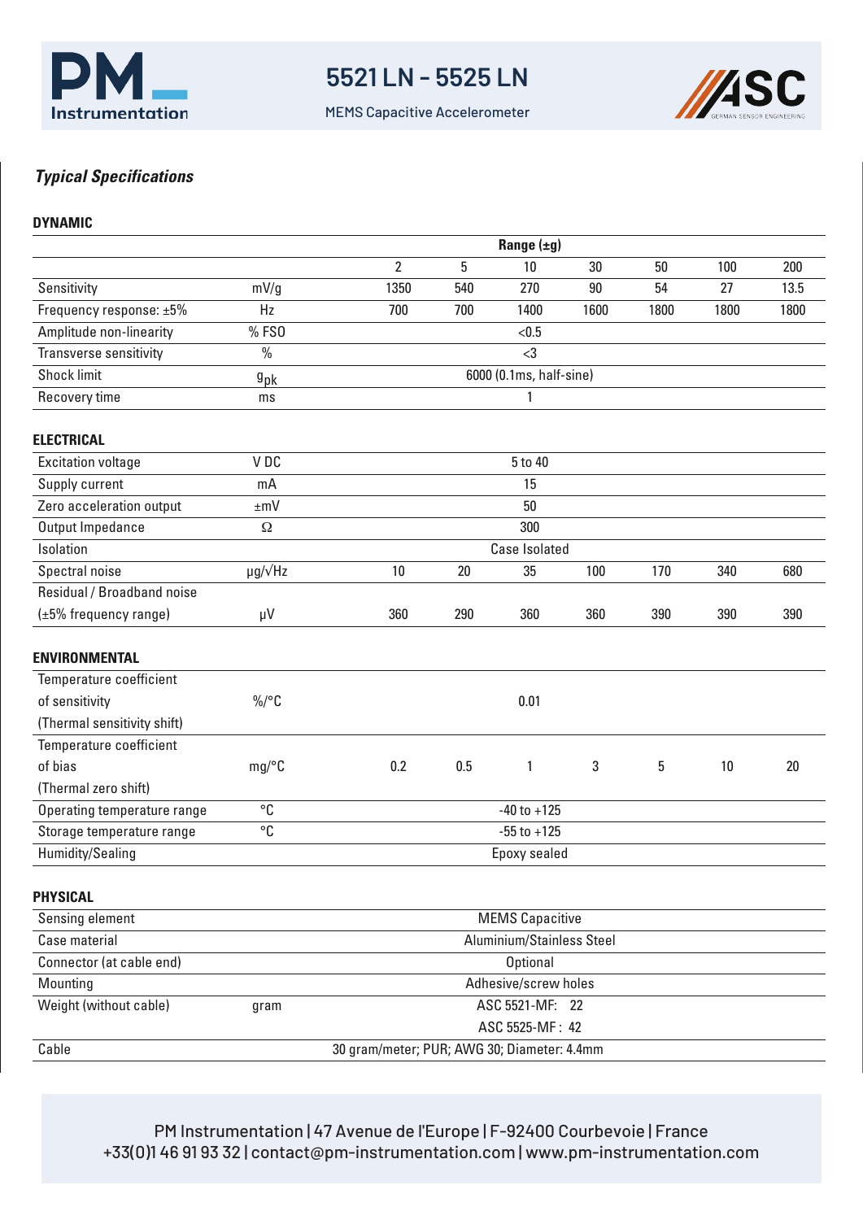# 5521 LN - 5525 LN

MEMS Capacitive Accelerometer

## *Typical Specifications*

### DYNAMIC

| | | Range (±g) | | | | | | |
|---|---|---|---|---|---|---|---|---|
| | | 2 | 5 | 10 | 30 | 50 | 100 | 200 |
| Sensitivity | mV/g | 1350 | 540 | 270 | 90 | 54 | 27 | 13.5 |
| Frequency response: ±5% | Hz | 700 | 700 | 1400 | 1600 | 1800 | 1800 | 1800 |
| Amplitude non-linearity | % FSO | <0.5 | | | | | | |
| Transverse sensitivity | % | <3 | | | | | | |
| Shock limit | $g_{pk}$ | 6000 (0.1ms, half-sine) | | | | | | |
| Recovery time | ms | 1 | | | | | | |

### ELECTRICAL

| | | | | | | | | |
|---|---|---|---|---|---|---|---|---|
| Excitation voltage | V DC | 5 to 40 | | | | | | |
| Supply current | mA | 15 | | | | | | |
| Zero acceleration output | ±mV | 50 | | | | | | |
| Output Impedance | Ω | 300 | | | | | | |
| Isolation | | Case Isolated | | | | | | |
| Spectral noise | µg/√Hz | 10 | 20 | 35 | 100 | 170 | 340 | 680 |
| Residual / Broadband noise (±5% frequency range) | µV | 360 | 290 | 360 | 360 | 390 | 390 | 390 |

### ENVIRONMENTAL

| | | | | | | | | |
|---|---|---|---|---|---|---|---|---|
| Temperature coefficient of sensitivity (Thermal sensitivity shift) | %/°C | 0.01 | | | | | | |
| Temperature coefficient of bias (Thermal zero shift) | mg/°C | 0.2 | 0.5 | 1 | 3 | 5 | 10 | 20 |
| Operating temperature range | °C | -40 to +125 | | | | | | |
| Storage temperature range | °C | -55 to +125 | | | | | | |
| Humidity/Sealing | | Epoxy sealed | | | | | | |

### PHYSICAL

| | | |
|---|---|---|
| Sensing element | | MEMS Capacitive |
| Case material | | Aluminium/Stainless Steel |
| Connector (at cable end) | | Optional |
| Mounting | | Adhesive/screw holes |
| Weight (without cable) | gram | ASC 5521-MF: 22<br>ASC 5525-MF: 42 |
| Cable | | 30 gram/meter; PUR; AWG 30; Diameter: 4.4mm |

PM Instrumentation | 47 Avenue de l'Europe | F-92400 Courbevoie | France
+33(0)1 46 91 93 32 | contact@pm-instrumentation.com | www.pm-instrumentation.com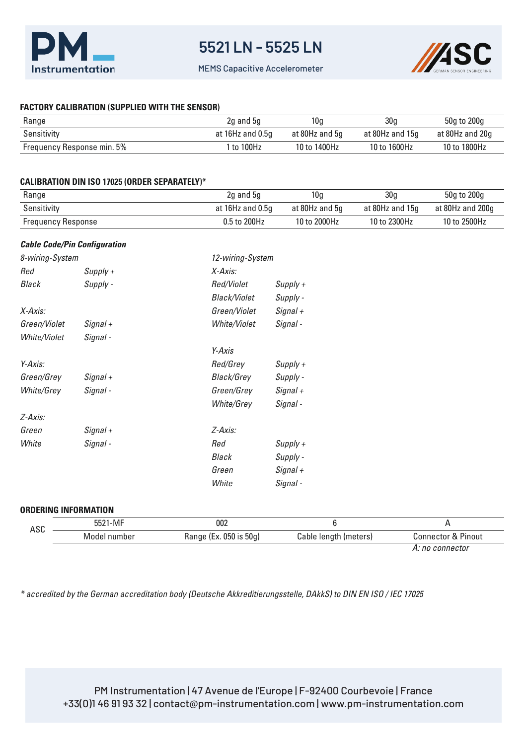# 5521 LN - 5525 LN

MEMS Capacitive Accelerometer

### FACTORY CALIBRATION (SUPPLIED WITH THE SENSOR)

| Range | 2g and 5g | 10g | 30g | 50g to 200g |
|---|---|---|---|---|
| Sensitivity | at 16Hz and 0.5g | at 80Hz and 5g | at 80Hz and 15g | at 80Hz and 20g |
| Frequency Response min. 5% | 1 to 100Hz | 10 to 1400Hz | 10 to 1600Hz | 10 to 1800Hz |

### CALIBRATION DIN ISO 17025 (ORDER SEPARATELY)*

| Range | 2g and 5g | 10g | 30g | 50g to 200g |
|---|---|---|---|---|
| Sensitivity | at 16Hz and 0.5g | at 80Hz and 5g | at 80Hz and 15g | at 80Hz and 200g |
| Frequency Response | 0.5 to 200Hz | 10 to 2000Hz | 10 to 2300Hz | 10 to 2500Hz |

***Cable Code/Pin Configuration***

*8-wiring-System*

| | |
|---|---|
| *Red* | *Supply +* |
| *Black* | *Supply -* |
| *X-Axis:* | |
| *Green/Violet* | *Signal +* |
| *White/Violet* | *Signal -* |
| *Y-Axis:* | |
| *Green/Grey* | *Signal +* |
| *White/Grey* | *Signal -* |
| *Z-Axis:* | |
| *Green* | *Signal +* |
| *White* | *Signal -* |

*12-wiring-System*

| | |
|---|---|
| *X-Axis:* | |
| *Red/Violet* | *Supply +* |
| *Black/Violet* | *Supply -* |
| *Green/Violet* | *Signal +* |
| *White/Violet* | *Signal -* |
| *Y-Axis* | |
| *Red/Grey* | *Supply +* |
| *Black/Grey* | *Supply -* |
| *Green/Grey* | *Signal +* |
| *White/Grey* | *Signal -* |
| *Z-Axis:* | |
| *Red* | *Supply +* |
| *Black* | *Supply -* |
| *Green* | *Signal +* |
| *White* | *Signal -* |

### ORDERING INFORMATION

| | | | | |
|---|---|---|---|---|
| ASC | 5521-MF | 002 | 6 | A |
| | Model number | Range (Ex. 050 is 50g) | Cable length (meters) | Connector & Pinout |
| | | | | *A: no connector* |

*\* accredited by the German accreditation body (Deutsche Akkreditierungsstelle, DAkkS) to DIN EN ISO / IEC 17025*

PM Instrumentation | 47 Avenue de l'Europe | F-92400 Courbevoie | France
+33(0)1 46 91 93 32 | contact@pm-instrumentation.com | www.pm-instrumentation.com